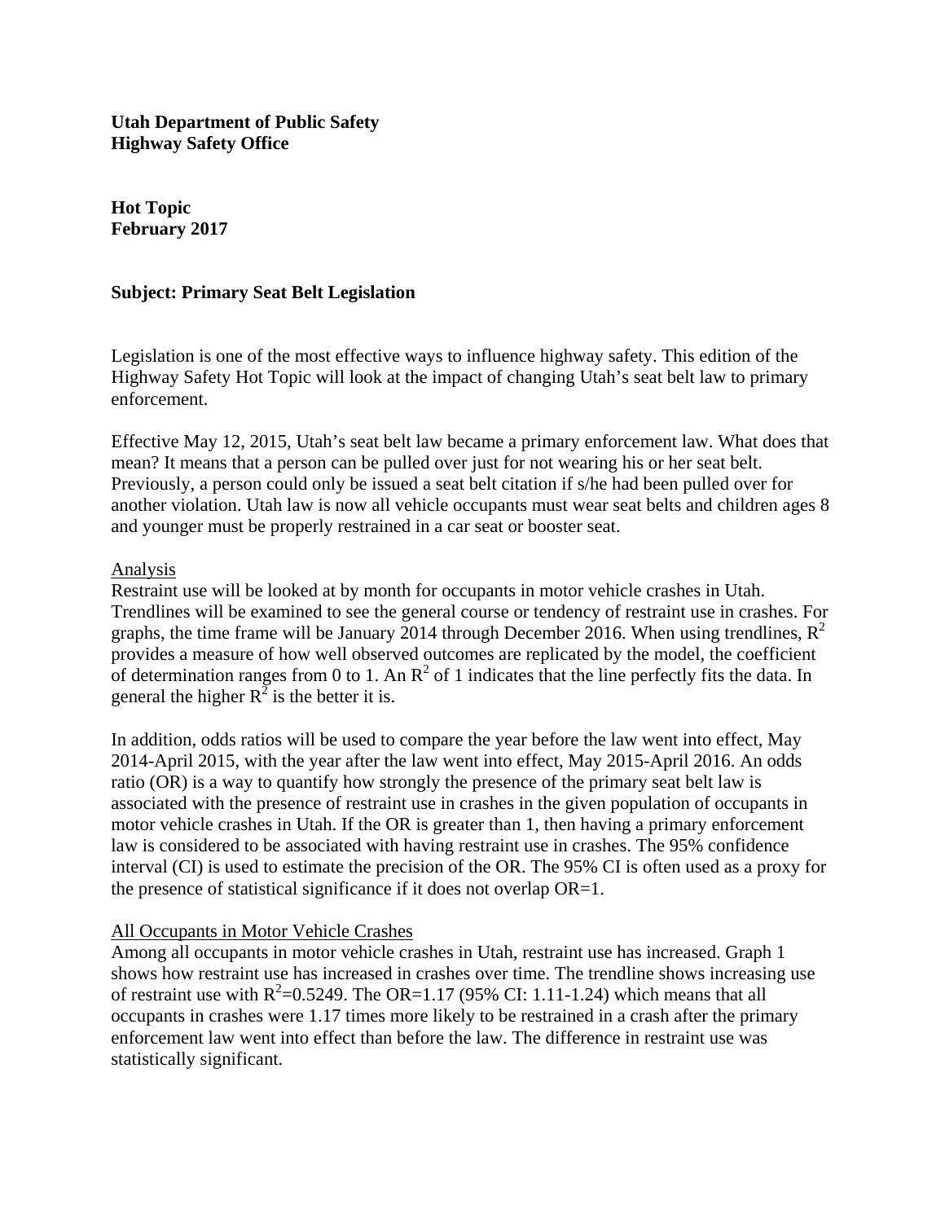**Utah Department of Public Safety**
**Highway Safety Office**

**Hot Topic**
**February 2017**

**Subject: Primary Seat Belt Legislation**

Legislation is one of the most effective ways to influence highway safety. This edition of the Highway Safety Hot Topic will look at the impact of changing Utah's seat belt law to primary enforcement.

Effective May 12, 2015, Utah's seat belt law became a primary enforcement law. What does that mean? It means that a person can be pulled over just for not wearing his or her seat belt. Previously, a person could only be issued a seat belt citation if s/he had been pulled over for another violation. Utah law is now all vehicle occupants must wear seat belts and children ages 8 and younger must be properly restrained in a car seat or booster seat.

## Analysis

Restraint use will be looked at by month for occupants in motor vehicle crashes in Utah. Trendlines will be examined to see the general course or tendency of restraint use in crashes. For graphs, the time frame will be January 2014 through December 2016. When using trendlines, $R^2$ provides a measure of how well observed outcomes are replicated by the model, the coefficient of determination ranges from 0 to 1. An $R^2$ of 1 indicates that the line perfectly fits the data. In general the higher $R^2$ is the better it is.

In addition, odds ratios will be used to compare the year before the law went into effect, May 2014-April 2015, with the year after the law went into effect, May 2015-April 2016. An odds ratio (OR) is a way to quantify how strongly the presence of the primary seat belt law is associated with the presence of restraint use in crashes in the given population of occupants in motor vehicle crashes in Utah. If the OR is greater than 1, then having a primary enforcement law is considered to be associated with having restraint use in crashes. The 95% confidence interval (CI) is used to estimate the precision of the OR. The 95% CI is often used as a proxy for the presence of statistical significance if it does not overlap OR=1.

## All Occupants in Motor Vehicle Crashes

Among all occupants in motor vehicle crashes in Utah, restraint use has increased. Graph 1 shows how restraint use has increased in crashes over time. The trendline shows increasing use of restraint use with $R^2$=0.5249. The OR=1.17 (95% CI: 1.11-1.24) which means that all occupants in crashes were 1.17 times more likely to be restrained in a crash after the primary enforcement law went into effect than before the law. The difference in restraint use was statistically significant.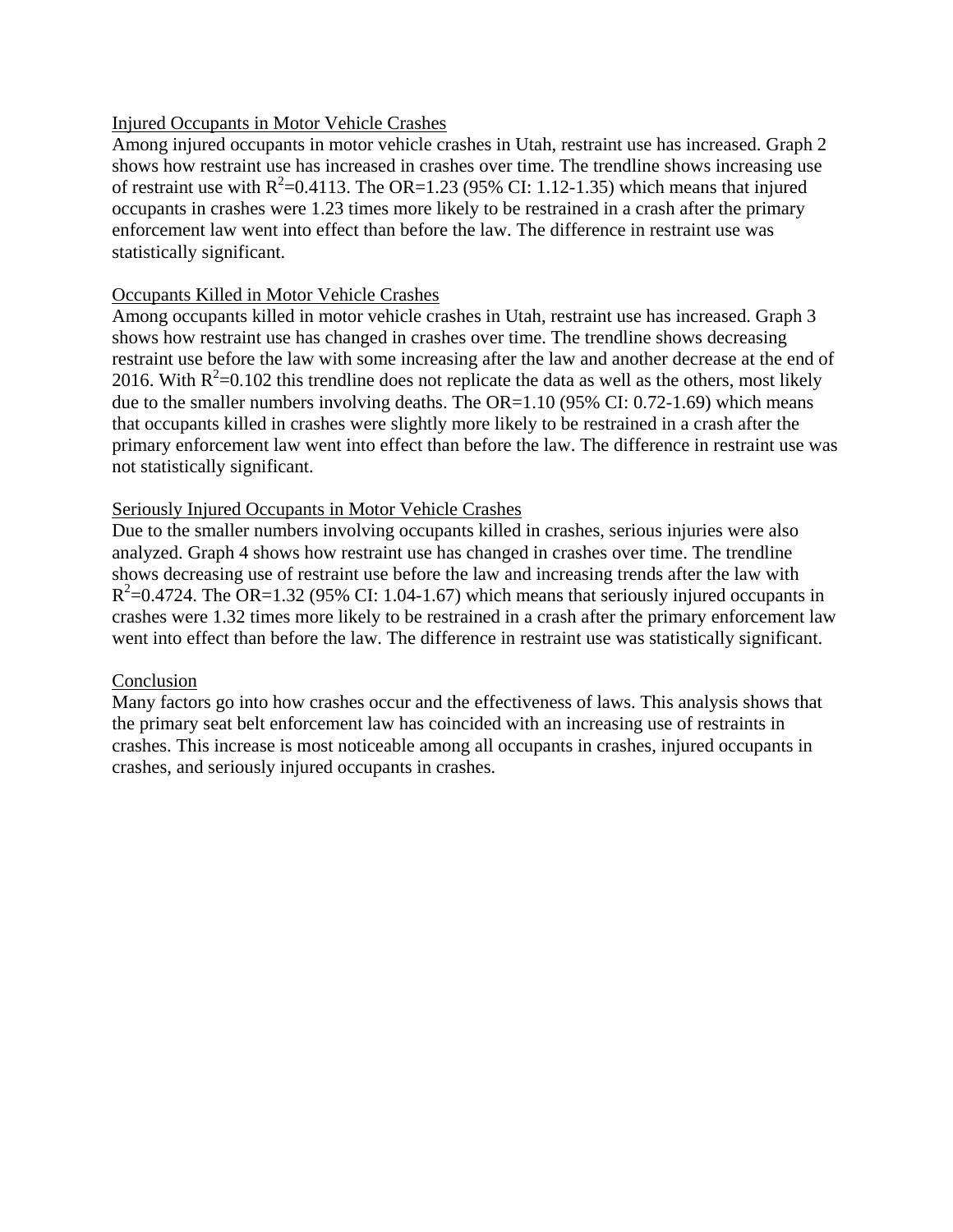## Injured Occupants in Motor Vehicle Crashes

Among injured occupants in motor vehicle crashes in Utah, restraint use has increased. Graph 2 shows how restraint use has increased in crashes over time. The trendline shows increasing use of restraint use with $R^2$=0.4113. The OR=1.23 (95% CI: 1.12-1.35) which means that injured occupants in crashes were 1.23 times more likely to be restrained in a crash after the primary enforcement law went into effect than before the law. The difference in restraint use was statistically significant.

## Occupants Killed in Motor Vehicle Crashes

Among occupants killed in motor vehicle crashes in Utah, restraint use has increased. Graph 3 shows how restraint use has changed in crashes over time. The trendline shows decreasing restraint use before the law with some increasing after the law and another decrease at the end of 2016. With $R^2$=0.102 this trendline does not replicate the data as well as the others, most likely due to the smaller numbers involving deaths. The OR=1.10 (95% CI: 0.72-1.69) which means that occupants killed in crashes were slightly more likely to be restrained in a crash after the primary enforcement law went into effect than before the law. The difference in restraint use was not statistically significant.

## Seriously Injured Occupants in Motor Vehicle Crashes

Due to the smaller numbers involving occupants killed in crashes, serious injuries were also analyzed. Graph 4 shows how restraint use has changed in crashes over time. The trendline shows decreasing use of restraint use before the law and increasing trends after the law with $R^2$=0.4724. The OR=1.32 (95% CI: 1.04-1.67) which means that seriously injured occupants in crashes were 1.32 times more likely to be restrained in a crash after the primary enforcement law went into effect than before the law. The difference in restraint use was statistically significant.

## Conclusion

Many factors go into how crashes occur and the effectiveness of laws. This analysis shows that the primary seat belt enforcement law has coincided with an increasing use of restraints in crashes. This increase is most noticeable among all occupants in crashes, injured occupants in crashes, and seriously injured occupants in crashes.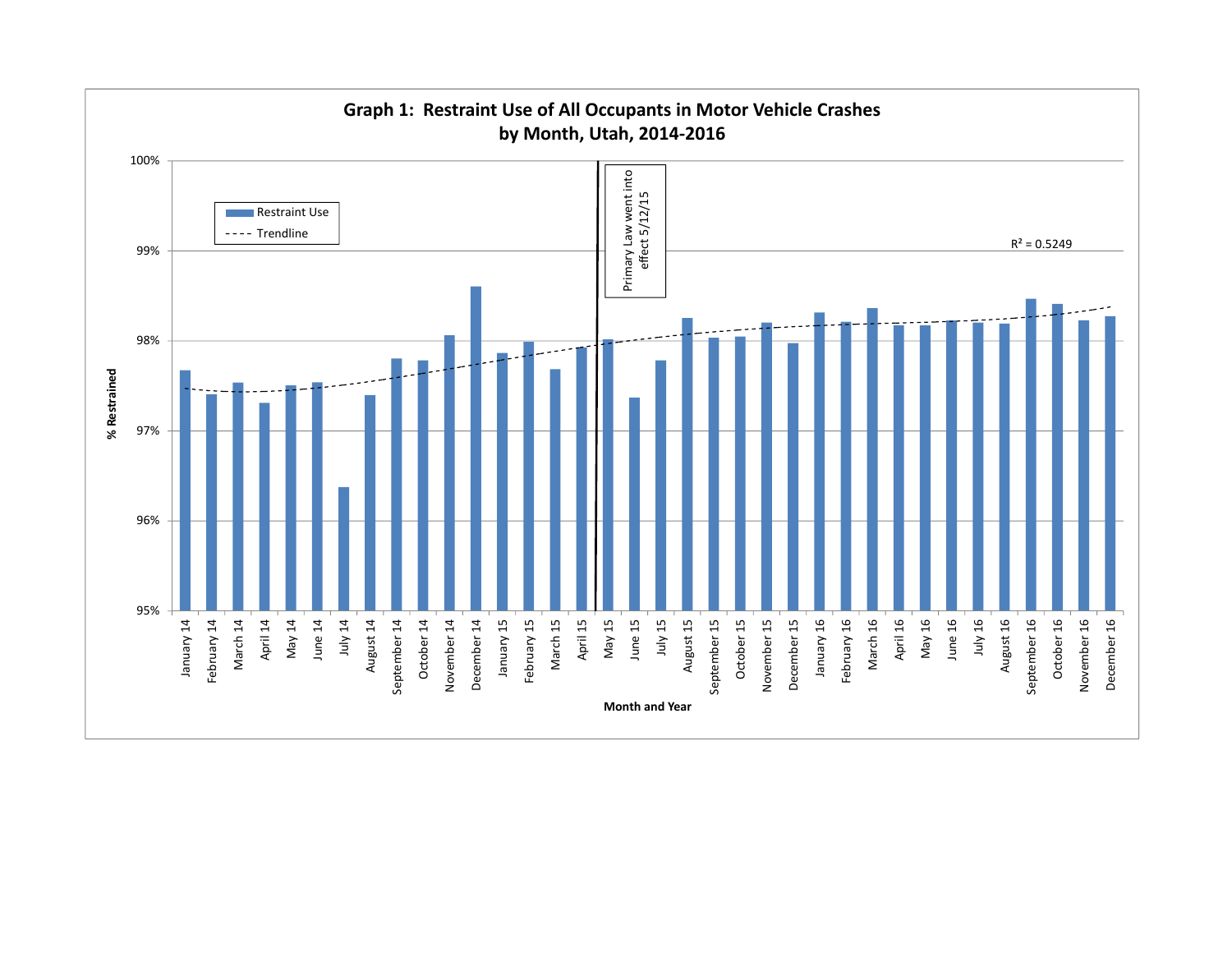**Graph 1: Restraint Use of All Occupants in Motor Vehicle Crashes by Month, Utah, 2014-2016**

Restraint Use

Trendline

Primary Law went into effect 5/12/15

$R^2 = 0.5249$

% Restrained

100%
99%
98%
97%
96%
95%

January 14, February 14, March 14, April 14, May 14, June 14, July 14, August 14, September 14, October 14, November 14, December 14, January 15, February 15, March 15, April 15, May 15, June 15, July 15, August 15, September 15, October 15, November 15, December 15, January 16, February 16, March 16, April 16, May 16, June 16, July 16, August 16, September 16, October 16, November 16, December 16

Month and Year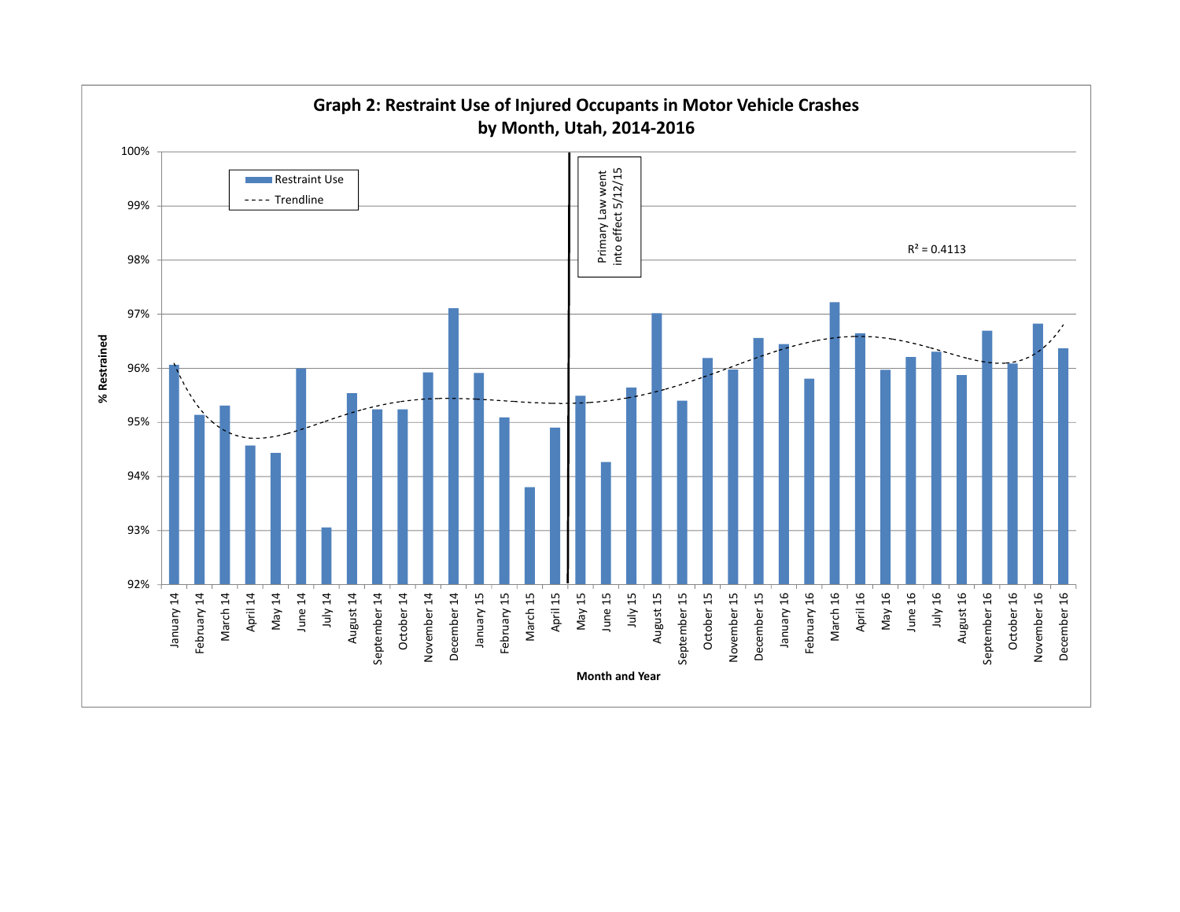**Graph 2: Restraint Use of Injured Occupants in Motor Vehicle Crashes by Month, Utah, 2014-2016**

Restraint Use

Trendline

Primary Law went into effect 5/12/15

$R^2 = 0.4113$

% Restrained

100%
99%
98%
97%
96%
95%
94%
93%
92%

January 14, February 14, March 14, April 14, May 14, June 14, July 14, August 14, September 14, October 14, November 14, December 14, January 15, February 15, March 15, April 15, May 15, June 15, July 15, August 15, September 15, October 15, November 15, December 15, January 16, February 16, March 16, April 16, May 16, June 16, July 16, August 16, September 16, October 16, November 16, December 16

Month and Year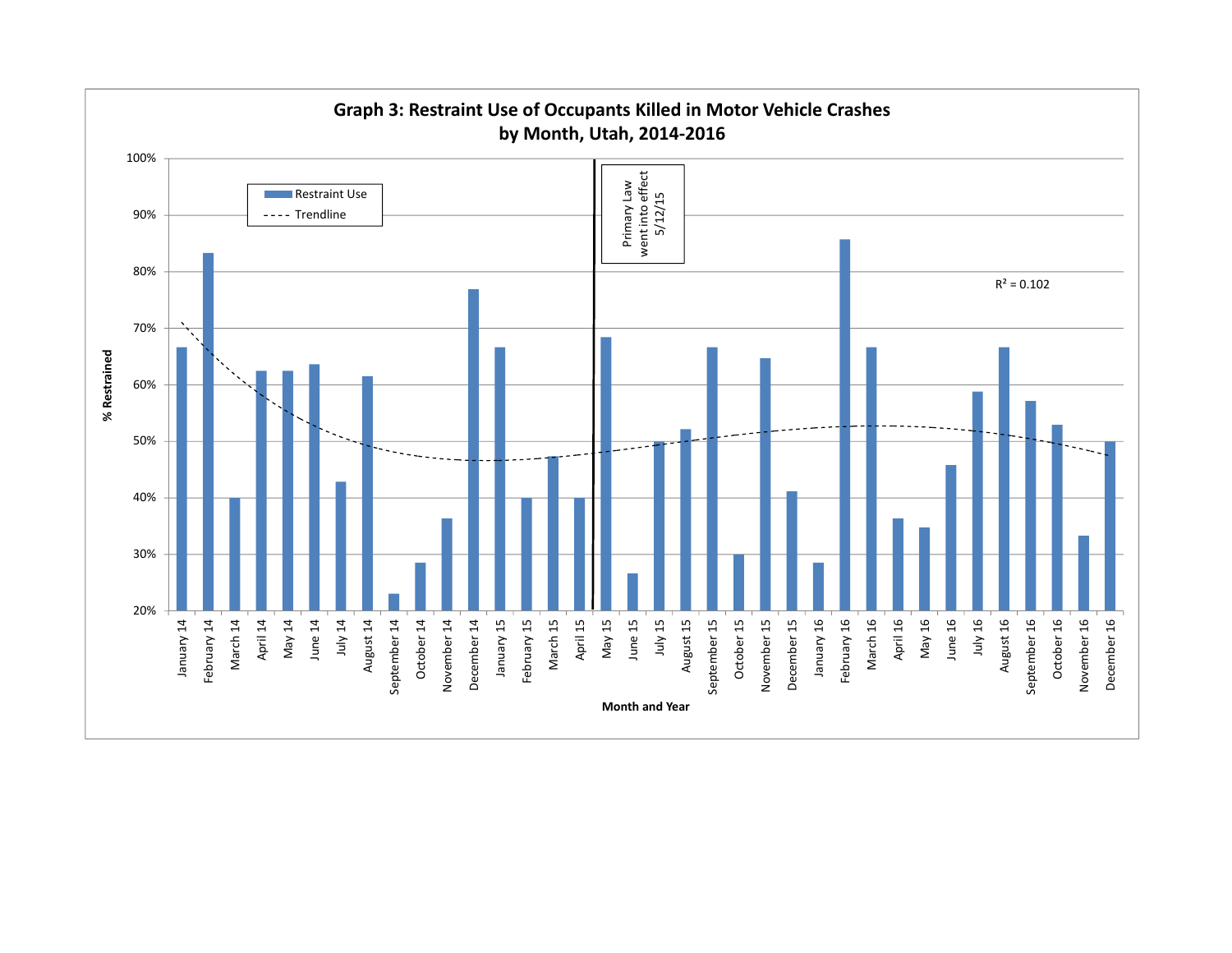**Graph 3: Restraint Use of Occupants Killed in Motor Vehicle Crashes by Month, Utah, 2014-2016**

Restraint Use

Trendline

Primary Law went into effect 5/12/15

$R^2 = 0.102$

% Restrained

100%
90%
80%
70%
60%
50%
40%
30%
20%

January 14, February 14, March 14, April 14, May 14, June 14, July 14, August 14, September 14, October 14, November 14, December 14, January 15, February 15, March 15, April 15, May 15, June 15, July 15, August 15, September 15, October 15, November 15, December 15, January 16, February 16, March 16, April 16, May 16, June 16, July 16, August 16, September 16, October 16, November 16, December 16

Month and Year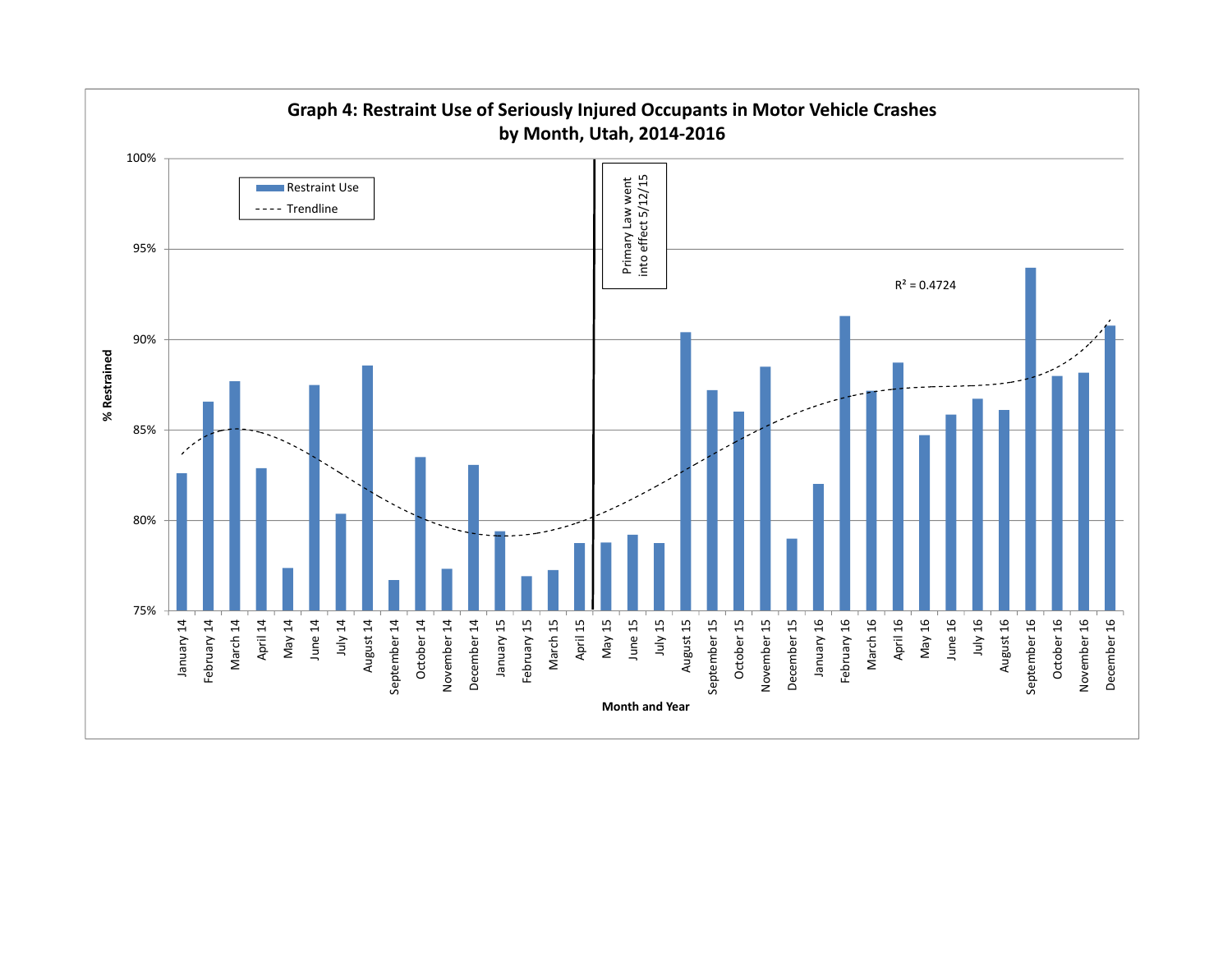**Graph 4: Restraint Use of Seriously Injured Occupants in Motor Vehicle Crashes by Month, Utah, 2014-2016**

Restraint Use

Trendline

Primary Law went into effect 5/12/15

$R^2 = 0.4724$

% Restrained

100%
95%
90%
85%
80%
75%

January 14
February 14
March 14
April 14
May 14
June 14
July 14
August 14
September 14
October 14
November 14
December 14
January 15
February 15
March 15
April 15
May 15
June 15
July 15
August 15
September 15
October 15
November 15
December 15
January 16
February 16
March 16
April 16
May 16
June 16
July 16
August 16
September 16
October 16
November 16
December 16

Month and Year